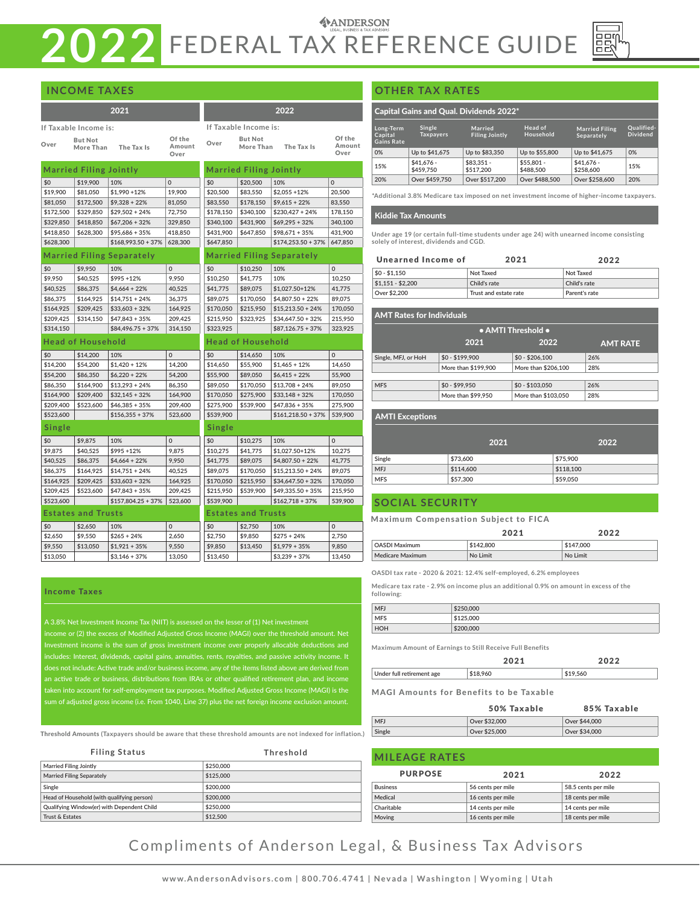# 2022 FEDERAL TAX REFERENCE GUIDE

ANDERSON LEGAL, BUSINESS & TAX ADVISORS

## INCOME TAXES

| 2021 | | | | 2022 | | | |
|---|---|---|---|---|---|---|---|
| If Taxable Income is: | | | | If Taxable Income is: | | | |
| Over | But Not More Than | The Tax Is | Of the Amount Over | Over | But Not More Than | The Tax Is | Of the Amount Over |
| **Married Filing Jointly** | | | | **Married Filing Jointly** | | | |
| $0 | $19,900 | 10% | 0 | $0 | $20,500 | 10% | 0 |
| $19,900 | $81,050 | $1,990 +12% | 19,900 | $20,500 | $83,550 | $2,055 +12% | 20,500 |
| $81,050 | $172,500 | $9,328 + 22% | 81,050 | $83,550 | $178,150 | $9,615 + 22% | 83,550 |
| $172,500 | $329,850 | $29,502 + 24% | 72,750 | $178,150 | $340,100 | $230,427 + 24% | 178,150 |
| $329,850 | $418,850 | $67,206 + 32% | 329,850 | $340,100 | $431,900 | $69,295 + 32% | 340,100 |
| $418,850 | $628,300 | $95,686 + 35% | 418,850 | $431,900 | $647,850 | $98,671 + 35% | 431,900 |
| $628,300 | | $168,993.50 + 37% | 628,300 | $647,850 | | $174,253.50 + 37% | 647,850 |
| **Married Filing Separately** | | | | **Married Filing Separately** | | | |
| $0 | $9,950 | 10% | 0 | $0 | $10,250 | 10% | 0 |
| $9,950 | $40,525 | $995 +12% | 9,950 | $10,250 | $41,775 | 10% | 10,250 |
| $40,525 | $86,375 | $4,664 + 22% | 40,525 | $41,775 | $89,075 | $1,027.50+12% | 41,775 |
| $86,375 | $164,925 | $14,751 + 24% | 36,375 | $89,075 | $170,050 | $4,807.50 + 22% | 89,075 |
| $164,925 | $209,425 | $33,603 + 32% | 164,925 | $170,050 | $215,950 | $15,213.50 + 24% | 170,050 |
| $209,425 | $314,150 | $47,843 + 35% | 209,425 | $215,950 | $323,925 | $34,647.50 + 32% | 215,950 |
| $314,150 | | $84,496.75 + 37% | 314,150 | $323,925 | | $87,126.75 + 37% | 323,925 |
| **Head of Household** | | | | **Head of Household** | | | |
| $0 | $14,200 | 10% | 0 | $0 | $14,650 | 10% | 0 |
| $14,200 | $54,200 | $1,420 + 12% | 14,200 | $14,650 | $55,900 | $1,465 + 12% | 14,650 |
| $54,200 | $86,350 | $6,220 + 22% | 54,200 | $55,900 | $89,050 | $6,415 + 22% | 55,900 |
| $86,350 | $164,900 | $13,293 + 24% | 86,350 | $89,050 | $170,050 | $13,708 + 24% | 89,050 |
| $164,900 | $209,400 | $32,145 + 32% | 164,900 | $170,050 | $275,900 | $33,148 + 32% | 170,050 |
| $209,400 | $523,600 | $46,385 + 35% | 209,400 | $275,900 | $539,900 | $47,836 + 35% | 275,900 |
| $523,600 | | $156,355 + 37% | 523,600 | $539,900 | | $161,218.50 + 37% | 539,900 |
| **Single** | | | | **Single** | | | |
| $0 | $9,875 | 10% | 0 | $0 | $10,275 | 10% | 0 |
| $9,875 | $40,525 | $995 +12% | 9,875 | $10,275 | $41,775 | $1,027.50+12% | 10,275 |
| $40,525 | $86,375 | $4,664 + 22% | 9,950 | $41,775 | $89,075 | $4,807.50 + 22% | 41,775 |
| $86,375 | $164,925 | $14,751 + 24% | 40,525 | $89,075 | $170,050 | $15,213.50 + 24% | 89,075 |
| $164,925 | $209,425 | $33,603 + 32% | 164,925 | $170,050 | $215,950 | $34,647.50 + 32% | 170,050 |
| $209,425 | $523,600 | $47,843 + 35% | 209,425 | $215,950 | $539,900 | $49,335.50 + 35% | 215,950 |
| $523,600 | | $157,804.25 + 37% | 523,600 | $539,900 | | $162,718 + 37% | 539,900 |
| **Estates and Trusts** | | | | **Estates and Trusts** | | | |
| $0 | $2,650 | 10% | 0 | $0 | $2,750 | 10% | 0 |
| $2,650 | $9,550 | $265 + 24% | 2,650 | $2,750 | $9,850 | $275 + 24% | 2,750 |
| $9,550 | $13,050 | $1,921 + 35% | 9,550 | $9,850 | $13,450 | $1,979 + 35% | 9,850 |
| $13,050 | | $3,146 + 37% | 13,050 | $13,450 | | $3,239 + 37% | 13,450 |

### Income Taxes

A 3.8% Net Investment Income Tax (NIIT) is assessed on the lesser of (1) Net investment income or (2) the excess of Modified Adjusted Gross Income (MAGI) over the threshold amount. Net Investment income is the sum of gross investment income over properly allocable deductions and includes: Interest, dividends, capital gains, annuities, rents, royalties, and passive activity income. It does not include: Active trade and/or business income, any of the items listed above are derived from an active trade or business, distributions from IRAs or other qualified retirement plan, and income taken into account for self-employment tax purposes. Modified Adjusted Gross Income (MAGI) is the sum of adjusted gross income (i.e. From 1040, Line 37) plus the net foreign income exclusion amount.

Threshold Amounts (Taxpayers should be aware that these threshold amounts are not indexed for inflation.)

| Filing Status | Threshold |
|---|---|
| Married Filing Jointly | $250,000 |
| Married Filing Separately | $125,000 |
| Single | $200,000 |
| Head of Household (with qualifying person) | $200,000 |
| Qualifying Window(er) with Dependent Child | $250,000 |
| Trust & Estates | $12,500 |

## OTHER TAX RATES

### Capital Gains and Qual. Dividends 2022*

| Long-Term Capital Gains Rate | Single Taxpayers | Married Filing Jointly | Head of Household | Married Filing Separately | Qualified-Dividend |
|---|---|---|---|---|---|
| 0% | Up to $41,675 | Up to $83,350 | Up to $55,800 | Up to $41,675 | 0% |
| 15% | $41,676 - $459,750 | $83,351 - $517,200 | $55,801 - $488,500 | $41,676 - $258,600 | 15% |
| 20% | Over $459,750 | Over $517,200 | Over $488,500 | Over $258,600 | 20% |

*Additional 3.8% Medicare tax imposed on net investment income of higher-income taxpayers.

### Kiddie Tax Amounts

Under age 19 (or certain full-time students under age 24) with unearned income consisting solely of interest, dividends and CGD.

| Unearned Income of | 2021 | 2022 |
|---|---|---|
| $0 - $1,150 | Not Taxed | Not Taxed |
| $1,151 - $2,200 | Child's rate | Child's rate |
| Over $2,200 | Trust and estate rate | Parent's rate |

### AMT Rates for Individuals

| | • AMTI Threshold • 2021 | 2022 | AMT RATE |
|---|---|---|---|
| Single, MFJ, or HoH | $0 - $199,900 | $0 - $206,100 | 26% |
| | More than $199,900 | More than $206,100 | 28% |
| MFS | $0 - $99,950 | $0 - $103,050 | 26% |
| | More than $99,950 | More than $103,050 | 28% |

### AMTI Exceptions

| | 2021 | 2022 |
|---|---|---|
| Single | $73,600 | $75,900 |
| MFJ | $114,600 | $118,100 |
| MFS | $57,300 | $59,050 |

## SOCIAL SECURITY

Maximum Compensation Subject to FICA

| | 2021 | 2022 |
|---|---|---|
| OASDI Maximum | $142,800 | $147,000 |
| Medicare Maximum | No Limit | No Limit |

OASDI tax rate - 2020 & 2021: 12.4% self-employed, 6.2% employees

Medicare tax rate - 2.9% on income plus an additional 0.9% on amount in excess of the following:

| | |
|---|---|
| MFJ | $250,000 |
| MFS | $125,000 |
| HOH | $200,000 |

Maximum Amount of Earnings to Still Receive Full Benefits

| | 2021 | 2022 |
|---|---|---|
| Under full retirement age | $18,960 | $19,560 |

MAGI Amounts for Benefits to be Taxable

| | 50% Taxable | 85% Taxable |
|---|---|---|
| MFJ | Over $32,000 | Over $44,000 |
| Single | Over $25,000 | Over $34,000 |

## MILEAGE RATES

| PURPOSE | 2021 | 2022 |
|---|---|---|
| Business | 56 cents per mile | 58.5 cents per mile |
| Medical | 16 cents per mile | 18 cents per mile |
| Charitable | 14 cents per mile | 14 cents per mile |
| Moving | 16 cents per mile | 18 cents per mile |

Compliments of Anderson Legal, & Business Tax Advisors

www.AndersonAdvisors.com | 800.706.4741 | Nevada | Washington | Wyoming | Utah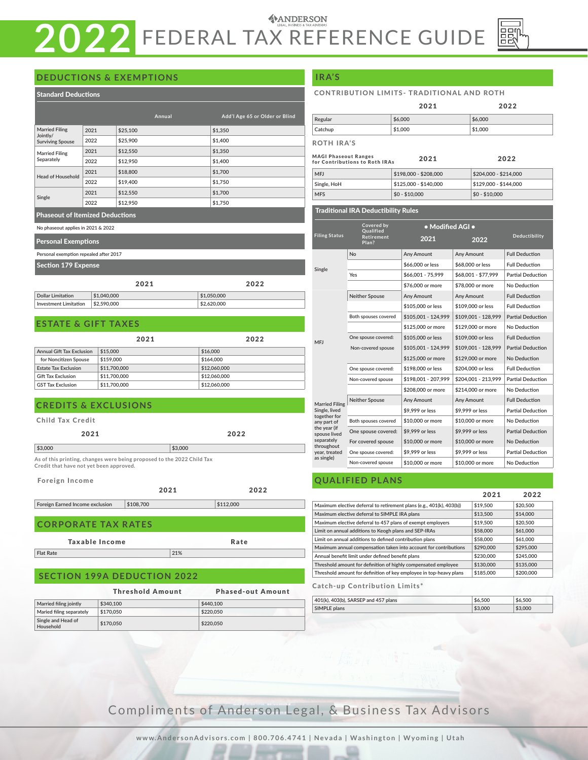# 2022 FEDERAL TAX REFERENCE GUIDE

## DEDUCTIONS & EXEMPTIONS

### Standard Deductions

| | | Annual | Add'l Age 65 or Older or Blind |
|---|---|---|---|
| Married Filing Jointly/ Surviving Spouse | 2021 | $25,100 | $1,350 |
| | 2022 | $25,900 | $1,400 |
| Married Filing Separately | 2021 | $12,550 | $1,350 |
| | 2022 | $12,950 | $1,400 |
| Head of Household | 2021 | $18,800 | $1,700 |
| | 2022 | $19,400 | $1,750 |
| Single | 2021 | $12,550 | $1,700 |
| | 2022 | $12,950 | $1,750 |

### Phaseout of Itemized Deductions

No phaseout applies in 2021 & 2022

### Personal Exemptions

Personal exemption repealed after 2017

### Section 179 Expense

| | 2021 | 2022 |
|---|---|---|
| Dollar Limitation | $1,040,000 | $1,050,000 |
| Investment Limitation | $2,590,000 | $2,620,000 |

## ESTATE & GIFT TAXES

| | 2021 | 2022 |
|---|---|---|
| Annual Gift Tax Exclusion | $15,000 | $16,000 |
| for Noncitizen Spouse | $159,000 | $164,000 |
| Estate Tax Exclusion | $11,700,000 | $12,060,000 |
| Gift Tax Exclusion | $11,700,000 | $12,060,000 |
| GST Tax Exclusion | $11,700,000 | $12,060,000 |

## CREDITS & EXCLUSIONS

### Child Tax Credit

| 2021 | 2022 |
|---|---|
| $3,000 | $3,000 |

As of this printing, changes were being proposed to the 2022 Child Tax Credit that have not yet been approved.

### Foreign Income

| | 2021 | 2022 |
|---|---|---|
| Foreign Earned Income exclusion | $108,700 | $112,000 |

## CORPORATE TAX RATES

| Taxable Income | Rate |
|---|---|
| Flat Rate | 21% |

## SECTION 199A DEDUCTION 2022

| | Threshold Amount | Phased-out Amount |
|---|---|---|
| Married filing jointly | $340,100 | $440,100 |
| Maried filing separately | $170,050 | $220,050 |
| Single and Head of Household | $170,050 | $220,050 |

## IRA'S

### CONTRIBUTION LIMITS- TRADITIONAL AND ROTH

| | 2021 | 2022 |
|---|---|---|
| Regular | $6,000 | $6,000 |
| Catchup | $1,000 | $1,000 |

### ROTH IRA'S

| MAGI Phaseout Ranges for Contributions to Roth IRAs | 2021 | 2022 |
|---|---|---|
| MFJ | $198,000 - $208,000 | $204,000 - $214,000 |
| Single, HoH | $125,000 - $140,000 | $129,000 - $144,000 |
| MFS | $0 - $10,000 | $0 - $10,000 |

### Traditional IRA Deductibility Rules

| Filing Status | Covered by Qualified Retirement Plan? | Modified AGI 2021 | Modified AGI 2022 | Deductibility |
|---|---|---|---|---|
| Single | No | Any Amount | Any Amount | Full Deduction |
| | | $66,000 or less | $68,000 or less | Full Deduction |
| | Yes | $66,001 - 75,999 | $68,001 - $77,999 | Partial Deduction |
| | | $76,000 or more | $78,000 or more | No Deduction |
| MFJ | Neither Spouse | Any Amount | Any Amount | Full Deduction |
| | | $105,000 or less | $109,000 or less | Full Deduction |
| | Both spouses covered | $105,001 - 124,999 | $109,001 - 128,999 | Partial Deduction |
| | | $125,000 or more | $129,000 or more | No Deduction |
| | One spouse covered: | $105,000 or less | $109,000 or less | Full Deduction |
| | Non-covered spouse | $105,001 - 124,999 | $109,001 - 128,999 | Partial Deduction |
| | | $125,000 or more | $129,000 or more | No Deduction |
| | One spouse covered: | $198,000 or less | $204,000 or less | Full Deduction |
| | Non-covered spouse | $198,001 - 207,999 | $204,001 - 213,999 | Partial Deduction |
| | | $208,000 or more | $214,000 or more | No Deduction |
| Married Filing Single, lived together for any part of the year (if spouse lived separately throughout year, treated as single) | Neither Spouse | Any Amount | Any Amount | Full Deduction |
| | | $9,999 or less | $9,999 or less | Partial Deduction |
| | Both spouses covered | $10,000 or more | $10,000 or more | No Deduction |
| | One spouse covered: | $9,999 or less | $9,999 or less | Partial Deduction |
| | For covered spouse | $10,000 or more | $10,000 or more | No Deduction |
| | One spouse covered: | $9,999 or less | $9,999 or less | Partial Deduction |
| | Non-covered spouse | $10,000 or more | $10,000 or more | No Deduction |

## QUALIFIED PLANS

| | 2021 | 2022 |
|---|---|---|
| Maximum elective deferral to retirement plans (e.g., 401(k), 403(b)) | $19,500 | $20,500 |
| Maximum elective deferral to SIMPLE IRA plans | $13,500 | $14,000 |
| Maximum elective deferral to 457 plans of exempt employers | $19,500 | $20,500 |
| Limit on annual additions to Keogh plans and SEP-IRAs | $58,000 | $61,000 |
| Limit on annual additions to defined contribution plans | $58,000 | $61,000 |
| Maximum annual compensation taken into account for contributions | $290,000 | $295,000 |
| Annual benefit limit under defined benefit plans | $230,000 | $245,000 |
| Threshold amount for definition of highly compensated employee | $130,000 | $135,000 |
| Threshold amount for definition of key employee in top-heavy plans | $185,000 | $200,000 |

### Catch-up Contribution Limits*

| | 2021 | 2022 |
|---|---|---|
| 401(k), 403(b), SARSEP and 457 plans | $6,500 | $6,500 |
| SIMPLE plans | $3,000 | $3,000 |

Compliments of Anderson Legal, & Business Tax Advisors

www.AndersonAdvisors.com | 800.706.4741 | Nevada | Washington | Wyoming | Utah